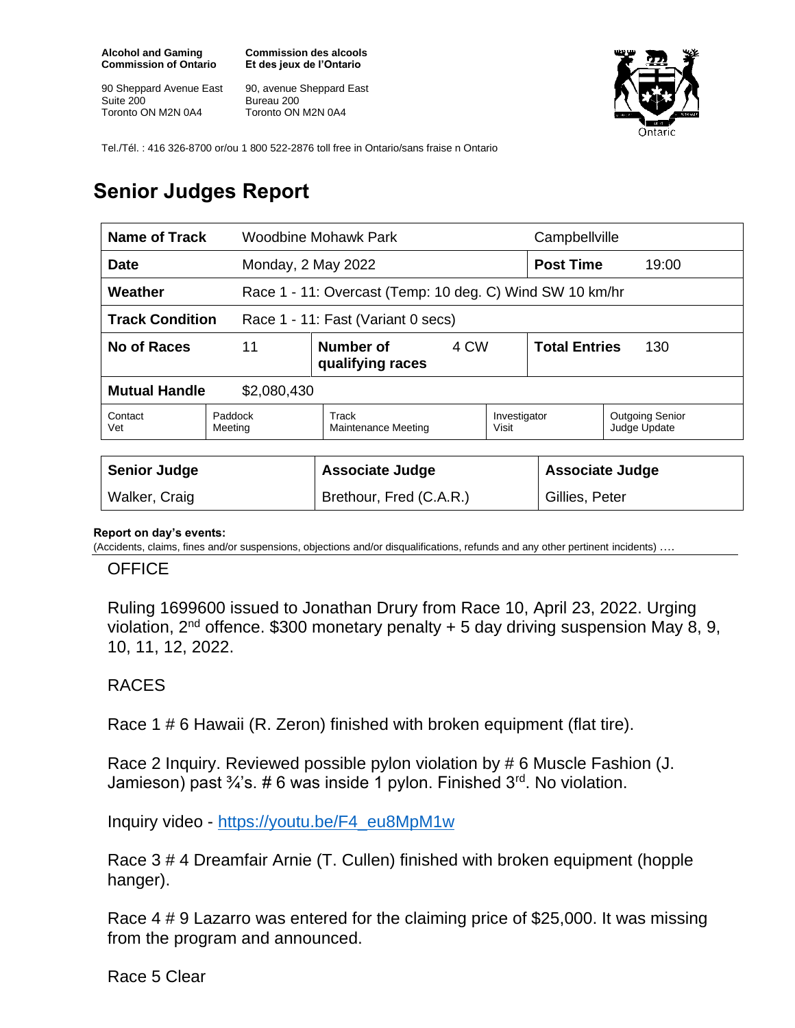**Alcohol and Gaming Commission of Ontario**

90 Sheppard Avenue East
Suite 200
Toronto ON M2N 0A4

**Commission des alcools Et des jeux de l'Ontario**

90, avenue Sheppard East
Bureau 200
Toronto ON M2N 0A4

Tel./Tél. : 416 326-8700 or/ou 1 800 522-2876 toll free in Ontario/sans fraise n Ontario

# Senior Judges Report

| **Name of Track** | Woodbine Mohawk Park | | | Campbellville | |
|---|---|---|---|---|---|
| **Date** | Monday, 2 May 2022 | | | **Post Time** | 19:00 |
| **Weather** | Race 1 - 11: Overcast (Temp: 10 deg. C) Wind SW 10 km/hr | | | | |
| **Track Condition** | Race 1 - 11: Fast (Variant 0 secs) | | | | |
| **No of Races** | 11 | **Number of qualifying races** | 4 CW | **Total Entries** | 130 |
| **Mutual Handle** | $2,080,430 | | | | |
| Contact Vet | Paddock Meeting | Track Maintenance Meeting | | Investigator Visit | Outgoing Senior Judge Update |

| **Senior Judge** | **Associate Judge** | **Associate Judge** |
|---|---|---|
| Walker, Craig | Brethour, Fred (C.A.R.) | Gillies, Peter |

**Report on day's events:**
(Accidents, claims, fines and/or suspensions, objections and/or disqualifications, refunds and any other pertinent incidents) ….

OFFICE

Ruling 1699600 issued to Jonathan Drury from Race 10, April 23, 2022. Urging violation, 2nd offence. $300 monetary penalty + 5 day driving suspension May 8, 9, 10, 11, 12, 2022.

RACES

Race 1 # 6 Hawaii (R. Zeron) finished with broken equipment (flat tire).

Race 2 Inquiry. Reviewed possible pylon violation by # 6 Muscle Fashion (J. Jamieson) past ¾'s. # 6 was inside 1 pylon. Finished 3rd. No violation.

Inquiry video - https://youtu.be/F4_eu8MpM1w

Race 3 # 4 Dreamfair Arnie (T. Cullen) finished with broken equipment (hopple hanger).

Race 4 # 9 Lazarro was entered for the claiming price of $25,000. It was missing from the program and announced.

Race 5 Clear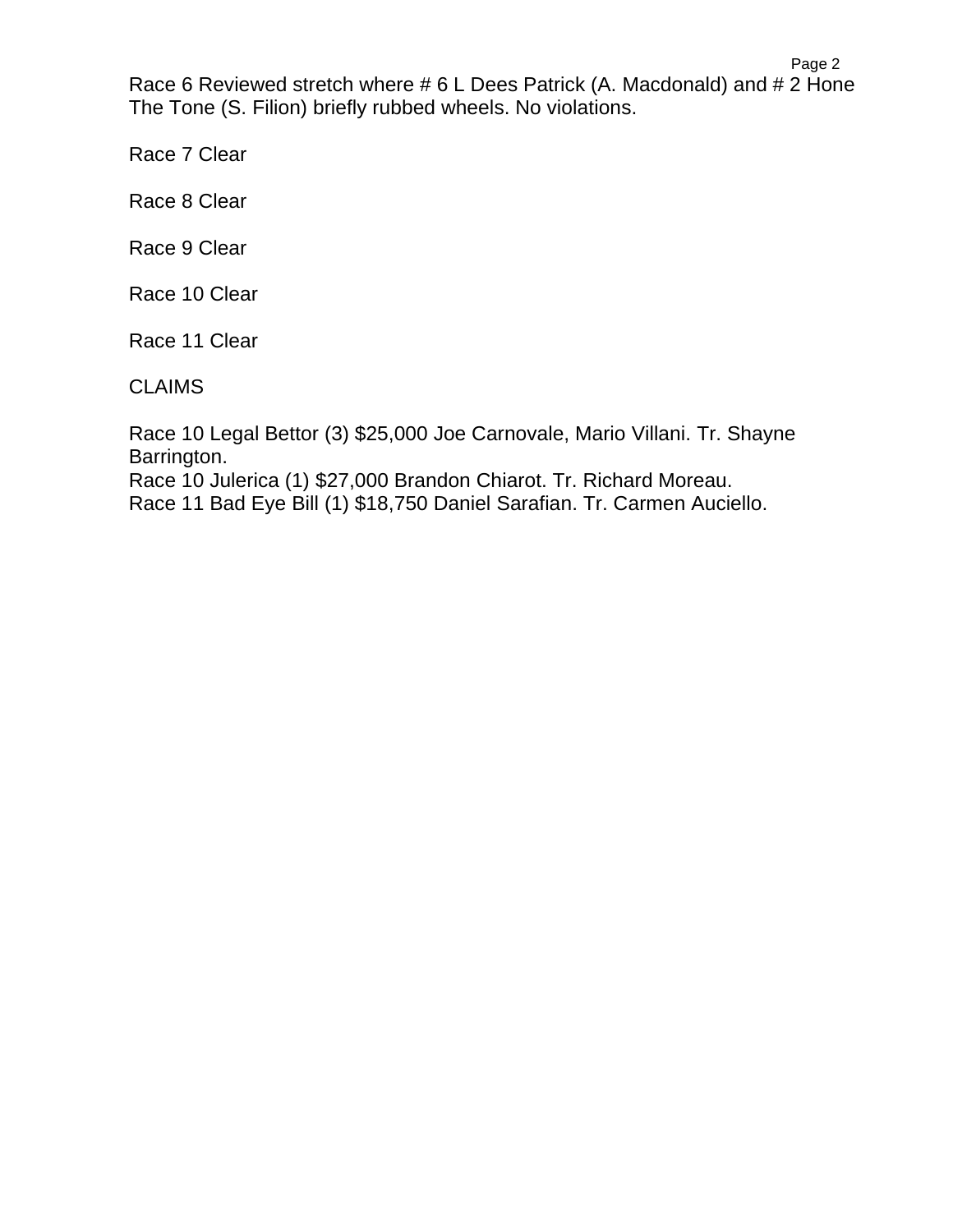Race 6 Reviewed stretch where # 6 L Dees Patrick (A. Macdonald) and # 2 Hone The Tone (S. Filion) briefly rubbed wheels. No violations.

Race 7 Clear

Race 8 Clear

Race 9 Clear

Race 10 Clear

Race 11 Clear

CLAIMS

Race 10 Legal Bettor (3) $25,000 Joe Carnovale, Mario Villani. Tr. Shayne Barrington.
Race 10 Julerica (1) $27,000 Brandon Chiarot. Tr. Richard Moreau.
Race 11 Bad Eye Bill (1) $18,750 Daniel Sarafian. Tr. Carmen Auciello.